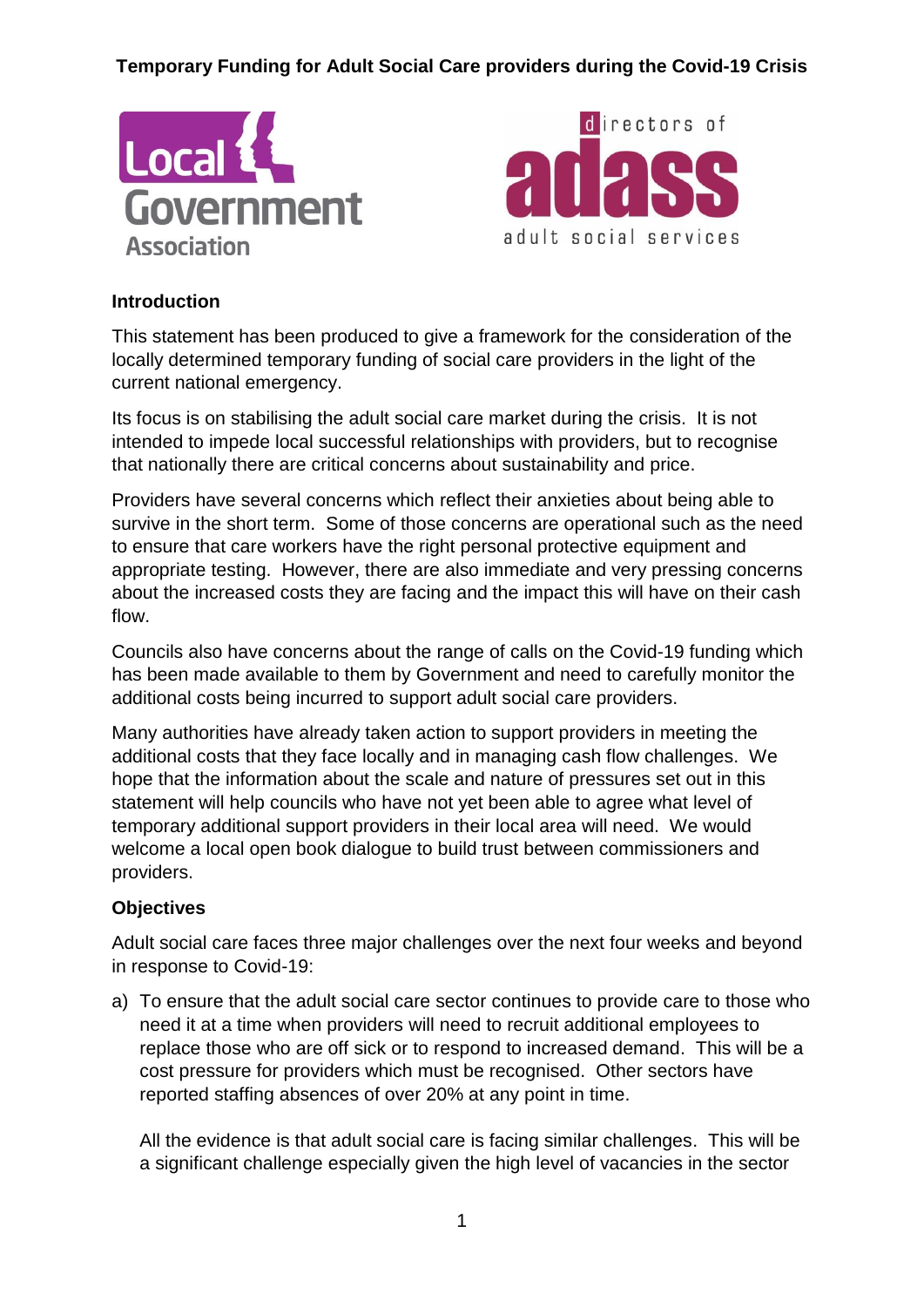# Temporary Funding for Adult Social Care providers during the Covid-19 Crisis

## Introduction

This statement has been produced to give a framework for the consideration of the locally determined temporary funding of social care providers in the light of the current national emergency.

Its focus is on stabilising the adult social care market during the crisis. It is not intended to impede local successful relationships with providers, but to recognise that nationally there are critical concerns about sustainability and price.

Providers have several concerns which reflect their anxieties about being able to survive in the short term. Some of those concerns are operational such as the need to ensure that care workers have the right personal protective equipment and appropriate testing. However, there are also immediate and very pressing concerns about the increased costs they are facing and the impact this will have on their cash flow.

Councils also have concerns about the range of calls on the Covid-19 funding which has been made available to them by Government and need to carefully monitor the additional costs being incurred to support adult social care providers.

Many authorities have already taken action to support providers in meeting the additional costs that they face locally and in managing cash flow challenges. We hope that the information about the scale and nature of pressures set out in this statement will help councils who have not yet been able to agree what level of temporary additional support providers in their local area will need. We would welcome a local open book dialogue to build trust between commissioners and providers.

## Objectives

Adult social care faces three major challenges over the next four weeks and beyond in response to Covid-19:

a) To ensure that the adult social care sector continues to provide care to those who need it at a time when providers will need to recruit additional employees to replace those who are off sick or to respond to increased demand. This will be a cost pressure for providers which must be recognised. Other sectors have reported staffing absences of over 20% at any point in time.

   All the evidence is that adult social care is facing similar challenges. This will be a significant challenge especially given the high level of vacancies in the sector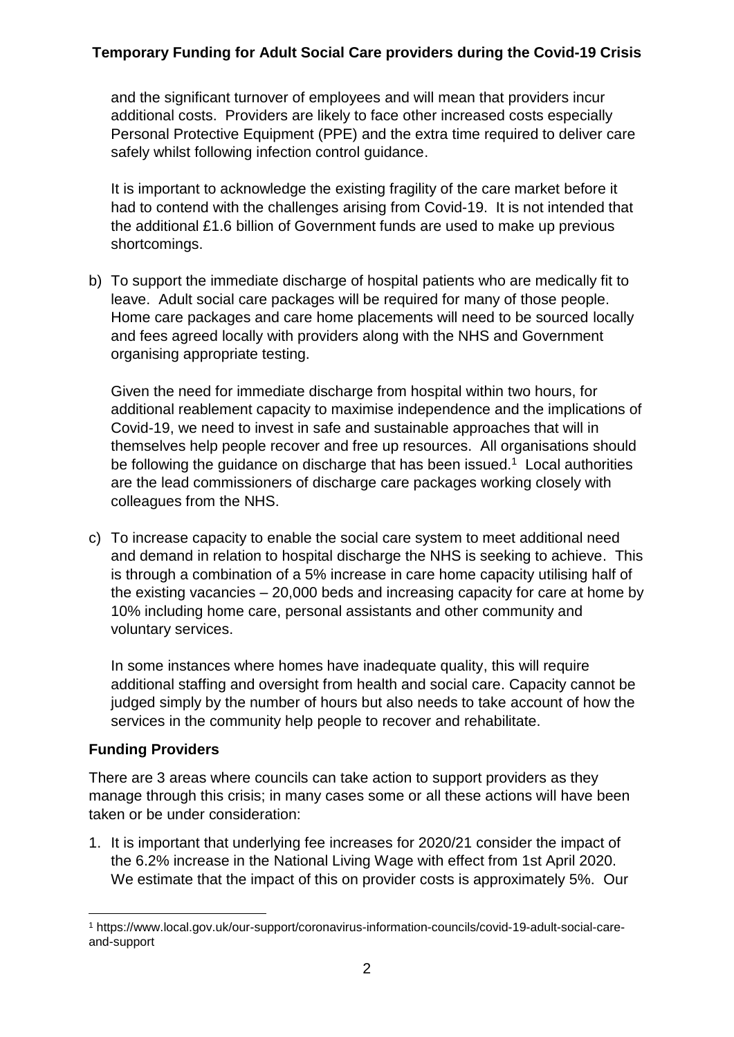and the significant turnover of employees and will mean that providers incur additional costs. Providers are likely to face other increased costs especially Personal Protective Equipment (PPE) and the extra time required to deliver care safely whilst following infection control guidance.

It is important to acknowledge the existing fragility of the care market before it had to contend with the challenges arising from Covid-19. It is not intended that the additional £1.6 billion of Government funds are used to make up previous shortcomings.

b) To support the immediate discharge of hospital patients who are medically fit to leave. Adult social care packages will be required for many of those people. Home care packages and care home placements will need to be sourced locally and fees agreed locally with providers along with the NHS and Government organising appropriate testing.

   Given the need for immediate discharge from hospital within two hours, for additional reablement capacity to maximise independence and the implications of Covid-19, we need to invest in safe and sustainable approaches that will in themselves help people recover and free up resources. All organisations should be following the guidance on discharge that has been issued.[1] Local authorities are the lead commissioners of discharge care packages working closely with colleagues from the NHS.

c) To increase capacity to enable the social care system to meet additional need and demand in relation to hospital discharge the NHS is seeking to achieve. This is through a combination of a 5% increase in care home capacity utilising half of the existing vacancies – 20,000 beds and increasing capacity for care at home by 10% including home care, personal assistants and other community and voluntary services.

   In some instances where homes have inadequate quality, this will require additional staffing and oversight from health and social care. Capacity cannot be judged simply by the number of hours but also needs to take account of how the services in the community help people to recover and rehabilitate.

## Funding Providers

There are 3 areas where councils can take action to support providers as they manage through this crisis; in many cases some or all these actions will have been taken or be under consideration:

1. It is important that underlying fee increases for 2020/21 consider the impact of the 6.2% increase in the National Living Wage with effect from 1st April 2020. We estimate that the impact of this on provider costs is approximately 5%. Our

[1] https://www.local.gov.uk/our-support/coronavirus-information-councils/covid-19-adult-social-care-and-support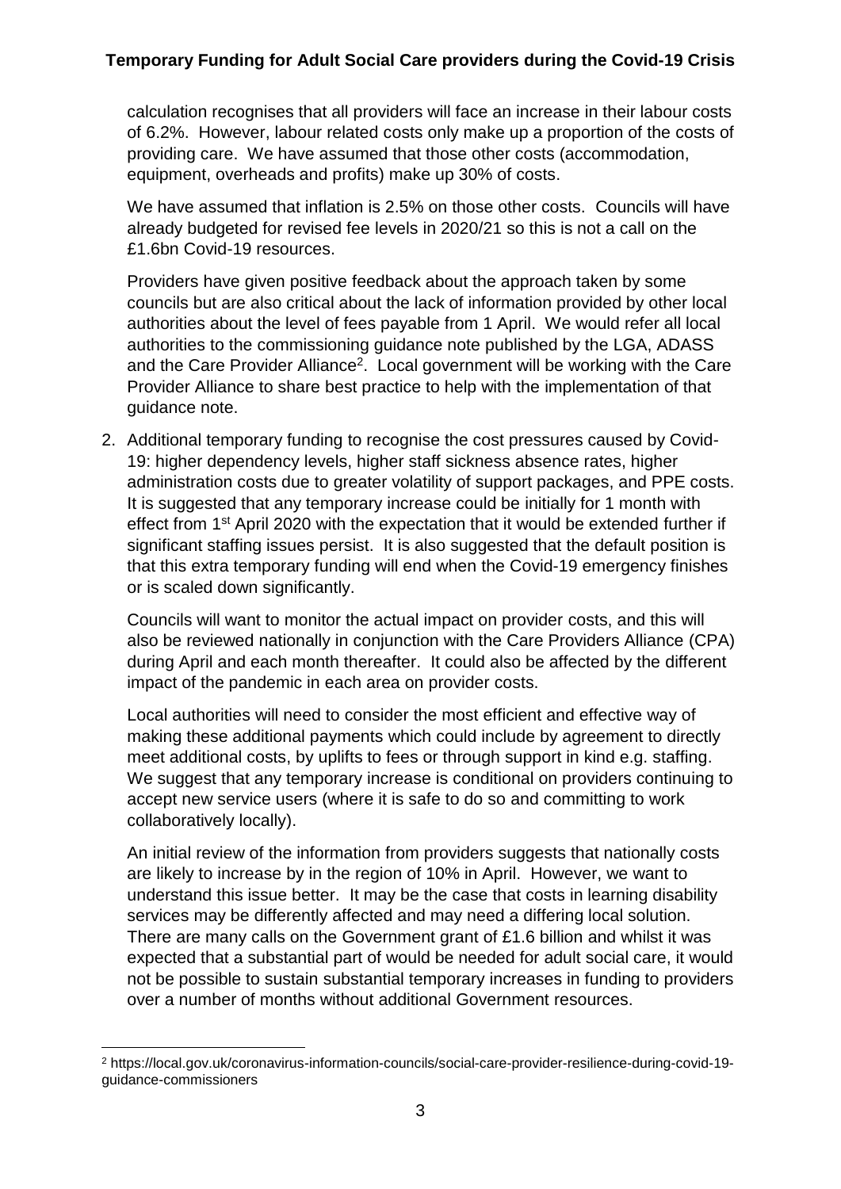calculation recognises that all providers will face an increase in their labour costs of 6.2%. However, labour related costs only make up a proportion of the costs of providing care. We have assumed that those other costs (accommodation, equipment, overheads and profits) make up 30% of costs.

We have assumed that inflation is 2.5% on those other costs. Councils will have already budgeted for revised fee levels in 2020/21 so this is not a call on the £1.6bn Covid-19 resources.

Providers have given positive feedback about the approach taken by some councils but are also critical about the lack of information provided by other local authorities about the level of fees payable from 1 April. We would refer all local authorities to the commissioning guidance note published by the LGA, ADASS and the Care Provider Alliance[2]. Local government will be working with the Care Provider Alliance to share best practice to help with the implementation of that guidance note.

2. Additional temporary funding to recognise the cost pressures caused by Covid-19: higher dependency levels, higher staff sickness absence rates, higher administration costs due to greater volatility of support packages, and PPE costs. It is suggested that any temporary increase could be initially for 1 month with effect from 1st April 2020 with the expectation that it would be extended further if significant staffing issues persist. It is also suggested that the default position is that this extra temporary funding will end when the Covid-19 emergency finishes or is scaled down significantly.

   Councils will want to monitor the actual impact on provider costs, and this will also be reviewed nationally in conjunction with the Care Providers Alliance (CPA) during April and each month thereafter. It could also be affected by the different impact of the pandemic in each area on provider costs.

   Local authorities will need to consider the most efficient and effective way of making these additional payments which could include by agreement to directly meet additional costs, by uplifts to fees or through support in kind e.g. staffing. We suggest that any temporary increase is conditional on providers continuing to accept new service users (where it is safe to do so and committing to work collaboratively locally).

   An initial review of the information from providers suggests that nationally costs are likely to increase by in the region of 10% in April. However, we want to understand this issue better. It may be the case that costs in learning disability services may be differently affected and may need a differing local solution. There are many calls on the Government grant of £1.6 billion and whilst it was expected that a substantial part of would be needed for adult social care, it would not be possible to sustain substantial temporary increases in funding to providers over a number of months without additional Government resources.

[2] https://local.gov.uk/coronavirus-information-councils/social-care-provider-resilience-during-covid-19-guidance-commissioners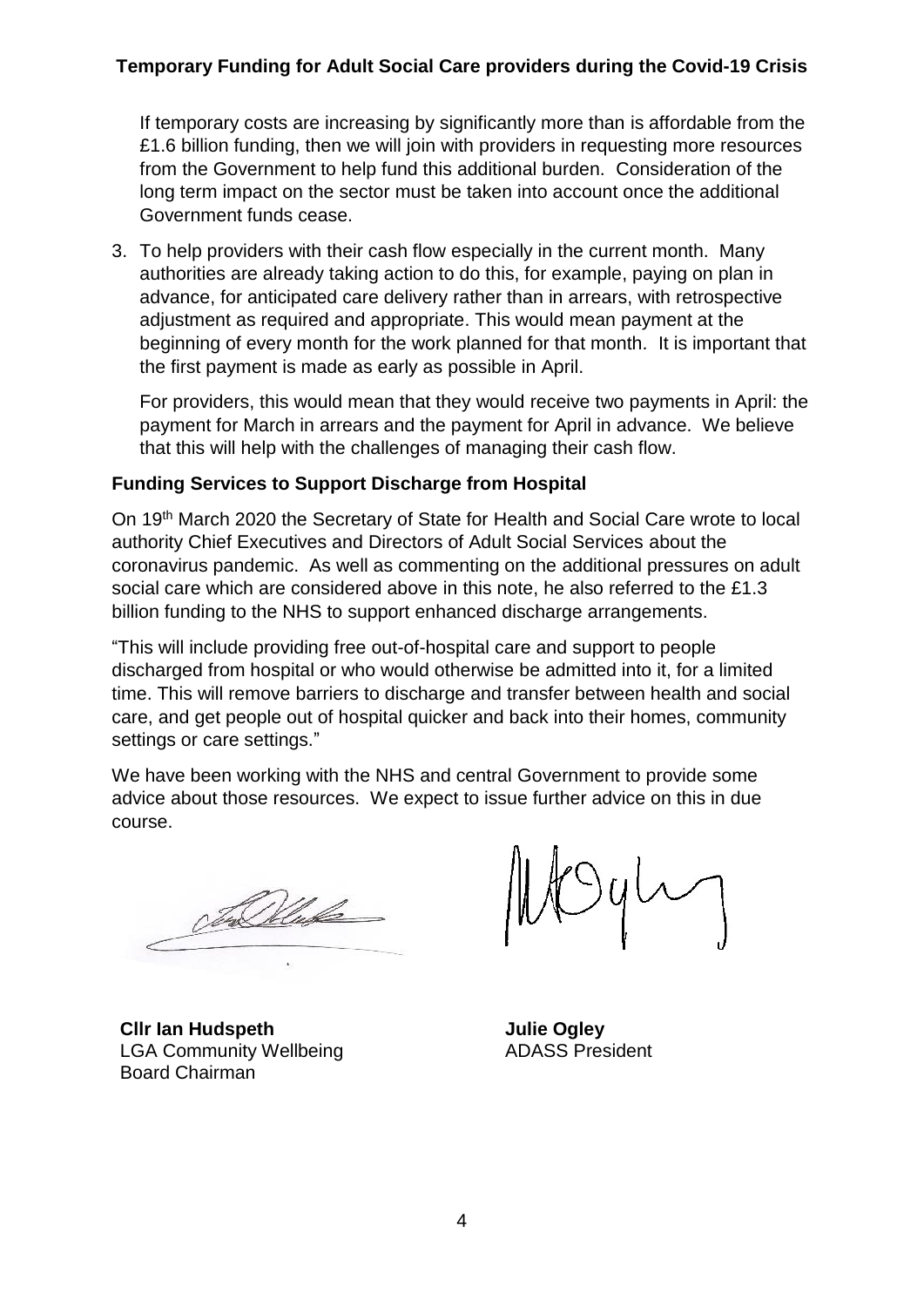If temporary costs are increasing by significantly more than is affordable from the £1.6 billion funding, then we will join with providers in requesting more resources from the Government to help fund this additional burden. Consideration of the long term impact on the sector must be taken into account once the additional Government funds cease.

3. To help providers with their cash flow especially in the current month. Many authorities are already taking action to do this, for example, paying on plan in advance, for anticipated care delivery rather than in arrears, with retrospective adjustment as required and appropriate. This would mean payment at the beginning of every month for the work planned for that month. It is important that the first payment is made as early as possible in April.

   For providers, this would mean that they would receive two payments in April: the payment for March in arrears and the payment for April in advance. We believe that this will help with the challenges of managing their cash flow.

### Funding Services to Support Discharge from Hospital

On 19th March 2020 the Secretary of State for Health and Social Care wrote to local authority Chief Executives and Directors of Adult Social Services about the coronavirus pandemic. As well as commenting on the additional pressures on adult social care which are considered above in this note, he also referred to the £1.3 billion funding to the NHS to support enhanced discharge arrangements.

"This will include providing free out-of-hospital care and support to people discharged from hospital or who would otherwise be admitted into it, for a limited time. This will remove barriers to discharge and transfer between health and social care, and get people out of hospital quicker and back into their homes, community settings or care settings."

We have been working with the NHS and central Government to provide some advice about those resources. We expect to issue further advice on this in due course.

**Cllr Ian Hudspeth**
LGA Community Wellbeing Board Chairman

**Julie Ogley**
ADASS President